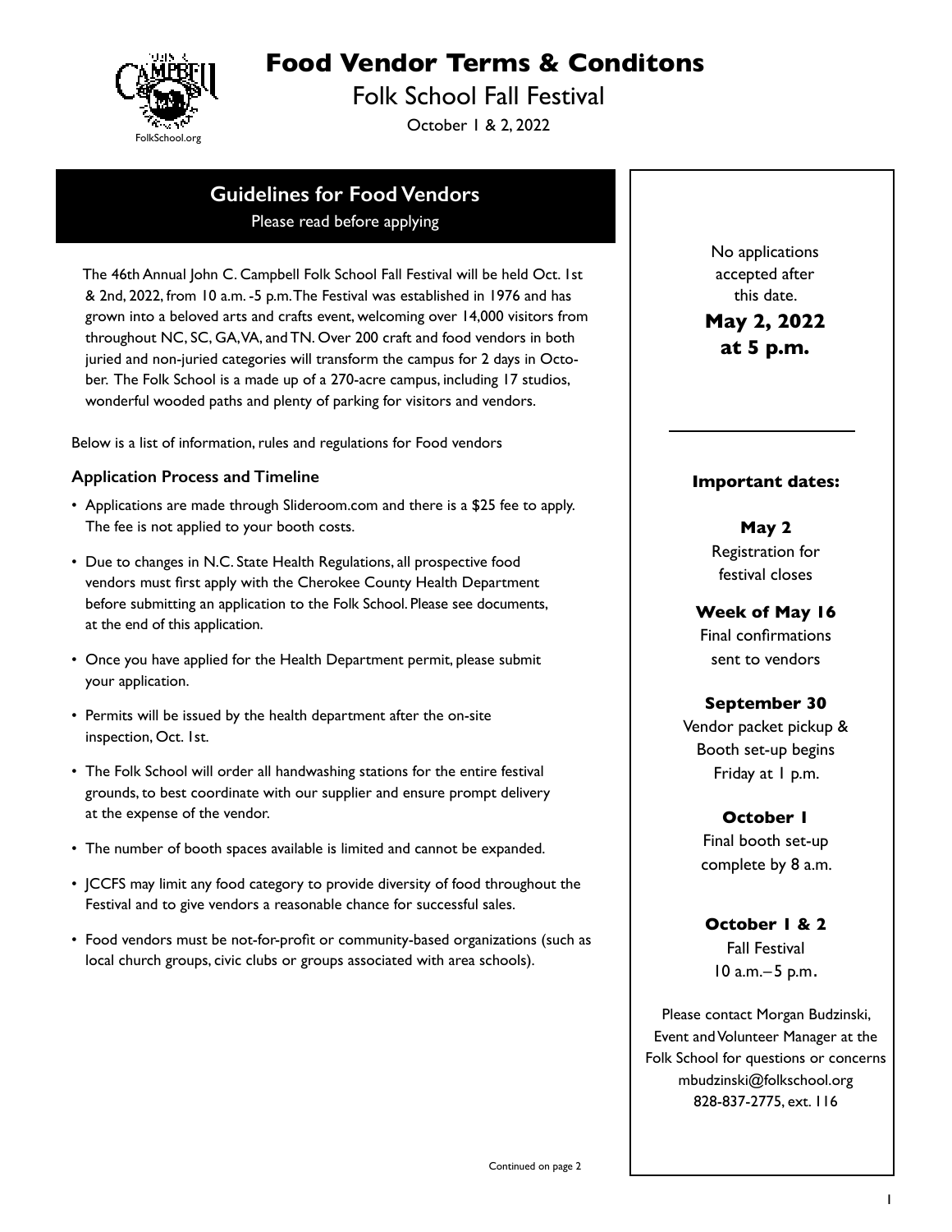FolkSchool.org

# Food Vendor Terms & Conditons

Folk School Fall Festival

October 1 & 2, 2022

## Guidelines for Food Vendors

Please read before applying

The 46th Annual John C. Campbell Folk School Fall Festival will be held Oct. 1st & 2nd, 2022, from 10 a.m. -5 p.m. The Festival was established in 1976 and has grown into a beloved arts and crafts event, welcoming over 14,000 visitors from throughout NC, SC, GA, VA, and TN. Over 200 craft and food vendors in both juried and non-juried categories will transform the campus for 2 days in October. The Folk School is a made up of a 270-acre campus, including 17 studios, wonderful wooded paths and plenty of parking for visitors and vendors.

Below is a list of information, rules and regulations for Food vendors

### Application Process and Timeline

- Applications are made through Slideroom.com and there is a $25 fee to apply. The fee is not applied to your booth costs.
- Due to changes in N.C. State Health Regulations, all prospective food vendors must first apply with the Cherokee County Health Department before submitting an application to the Folk School. Please see documents, at the end of this application.
- Once you have applied for the Health Department permit, please submit your application.
- Permits will be issued by the health department after the on-site inspection, Oct. 1st.
- The Folk School will order all handwashing stations for the entire festival grounds, to best coordinate with our supplier and ensure prompt delivery at the expense of the vendor.
- The number of booth spaces available is limited and cannot be expanded.
- JCCFS may limit any food category to provide diversity of food throughout the Festival and to give vendors a reasonable chance for successful sales.
- Food vendors must be not-for-profit or community-based organizations (such as local church groups, civic clubs or groups associated with area schools).

Continued on page 2

No applications accepted after this date.

**May 2, 2022 at 5 p.m.**

**Important dates:**

**May 2**
Registration for festival closes

**Week of May 16**
Final confirmations sent to vendors

**September 30**
Vendor packet pickup & Booth set-up begins Friday at 1 p.m.

**October 1**
Final booth set-up complete by 8 a.m.

**October 1 & 2**
Fall Festival
10 a.m.–5 p.m.

Please contact Morgan Budzinski, Event and Volunteer Manager at the Folk School for questions or concerns
mbudzinski@folkschool.org
828-837-2775, ext. 116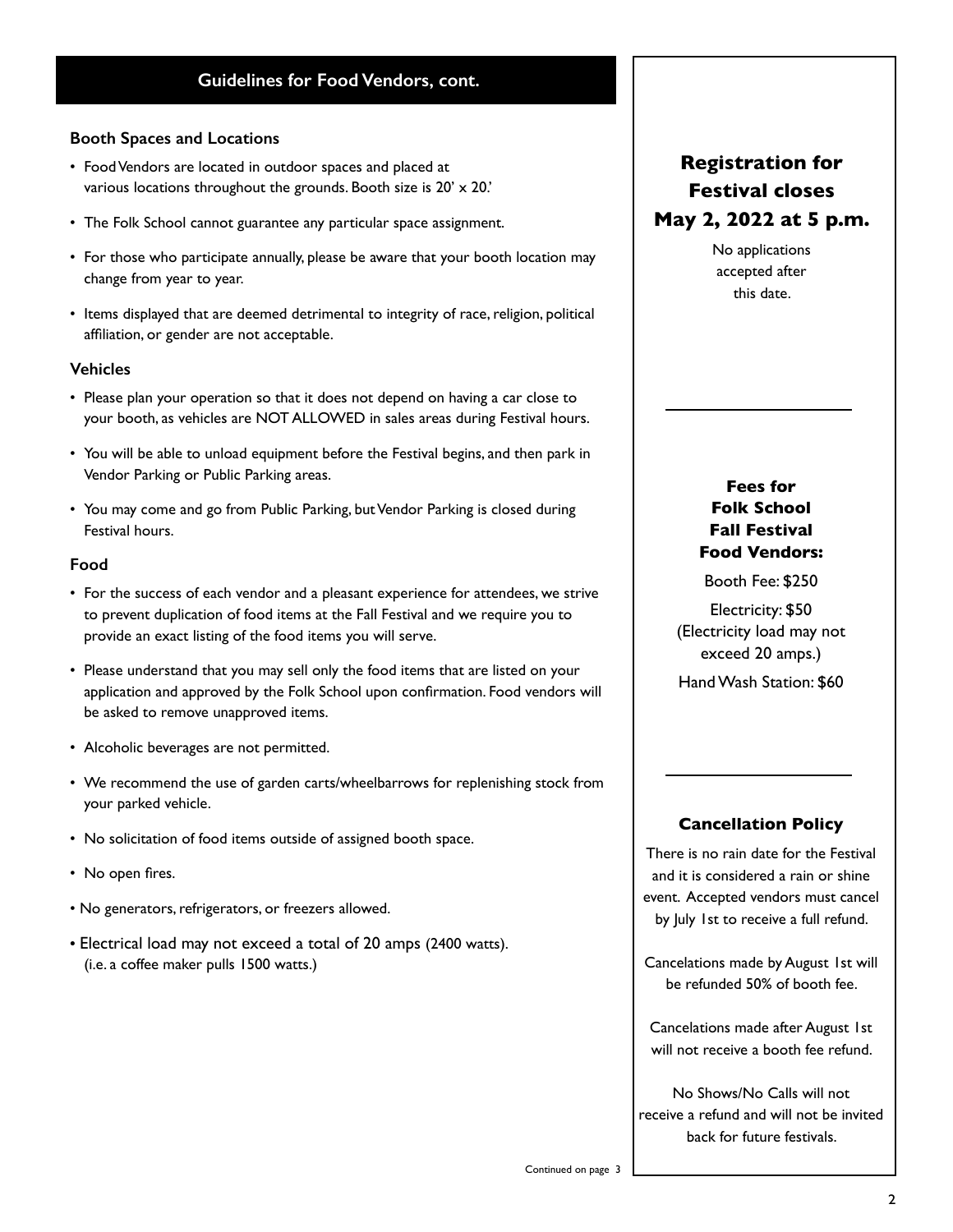## Guidelines for Food Vendors, cont.

### Booth Spaces and Locations

- Food Vendors are located in outdoor spaces and placed at various locations throughout the grounds. Booth size is 20' x 20.'
- The Folk School cannot guarantee any particular space assignment.
- For those who participate annually, please be aware that your booth location may change from year to year.
- Items displayed that are deemed detrimental to integrity of race, religion, political affiliation, or gender are not acceptable.

### Vehicles

- Please plan your operation so that it does not depend on having a car close to your booth, as vehicles are NOT ALLOWED in sales areas during Festival hours.
- You will be able to unload equipment before the Festival begins, and then park in Vendor Parking or Public Parking areas.
- You may come and go from Public Parking, but Vendor Parking is closed during Festival hours.

### Food

- For the success of each vendor and a pleasant experience for attendees, we strive to prevent duplication of food items at the Fall Festival and we require you to provide an exact listing of the food items you will serve.
- Please understand that you may sell only the food items that are listed on your application and approved by the Folk School upon confirmation. Food vendors will be asked to remove unapproved items.
- Alcoholic beverages are not permitted.
- We recommend the use of garden carts/wheelbarrows for replenishing stock from your parked vehicle.
- No solicitation of food items outside of assigned booth space.
- No open fires.
- No generators, refrigerators, or freezers allowed.
- Electrical load may not exceed a total of 20 amps (2400 watts). (i.e. a coffee maker pulls 1500 watts.)

Continued on page 3

## Registration for Festival closes May 2, 2022 at 5 p.m.

No applications accepted after this date.

### Fees for Folk School Fall Festival Food Vendors:

Booth Fee: $250

Electricity: $50
(Electricity load may not exceed 20 amps.)

Hand Wash Station: $60

### Cancellation Policy

There is no rain date for the Festival and it is considered a rain or shine event. Accepted vendors must cancel by July 1st to receive a full refund.

Cancelations made by August 1st will be refunded 50% of booth fee.

Cancelations made after August 1st will not receive a booth fee refund.

No Shows/No Calls will not receive a refund and will not be invited back for future festivals.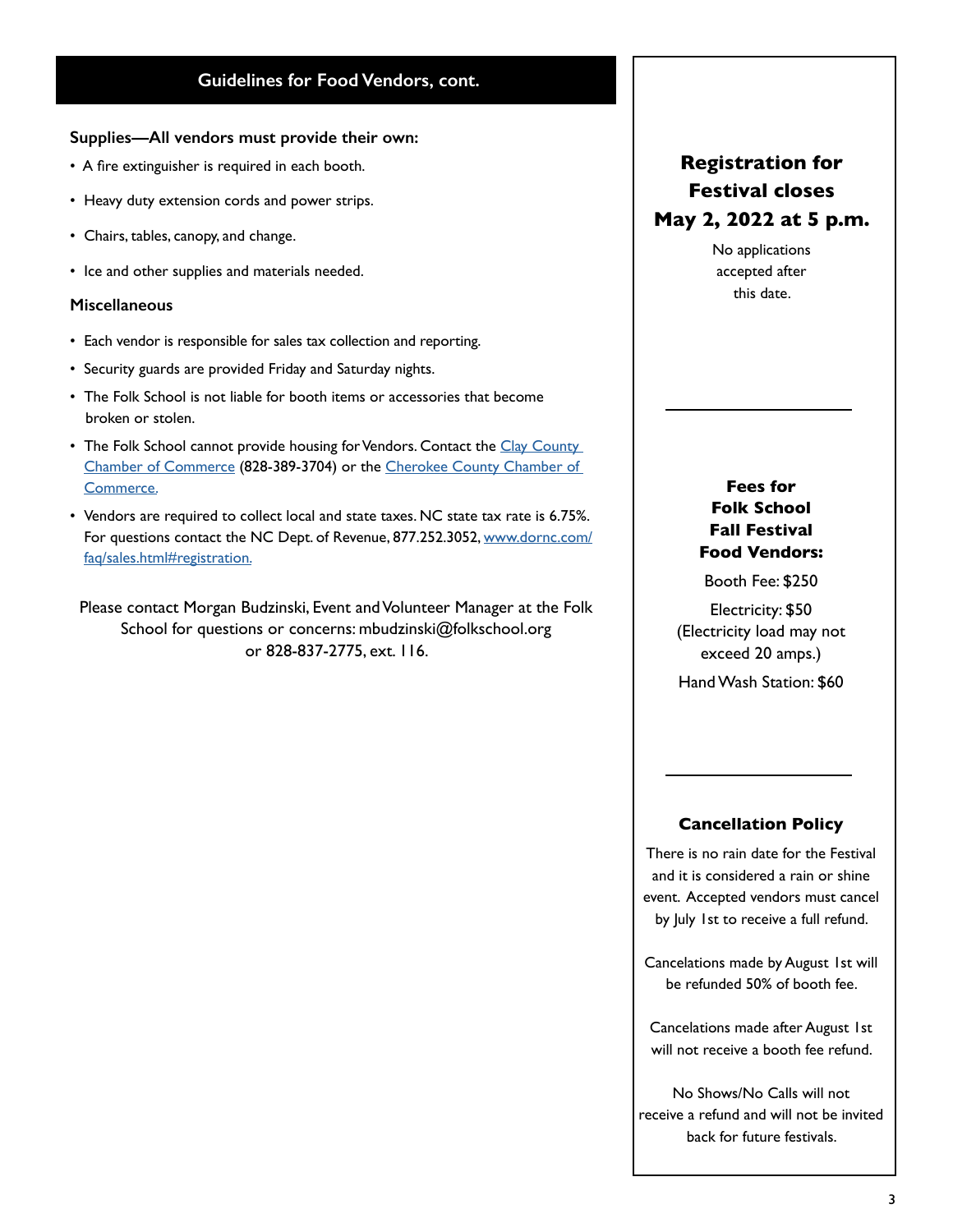## Guidelines for Food Vendors, cont.

**Supplies—All vendors must provide their own:**

- A fire extinguisher is required in each booth.
- Heavy duty extension cords and power strips.
- Chairs, tables, canopy, and change.
- Ice and other supplies and materials needed.

**Miscellaneous**

- Each vendor is responsible for sales tax collection and reporting.
- Security guards are provided Friday and Saturday nights.
- The Folk School is not liable for booth items or accessories that become broken or stolen.
- The Folk School cannot provide housing for Vendors. Contact the Clay County Chamber of Commerce (828-389-3704) or the Cherokee County Chamber of Commerce.
- Vendors are required to collect local and state taxes. NC state tax rate is 6.75%. For questions contact the NC Dept. of Revenue, 877.252.3052, www.dornc.com/faq/sales.html#registration.

Please contact Morgan Budzinski, Event and Volunteer Manager at the Folk School for questions or concerns: mbudzinski@folkschool.org or 828-837-2775, ext. 116.

**Registration for Festival closes May 2, 2022 at 5 p.m.**

No applications accepted after this date.

---

**Fees for Folk School Fall Festival Food Vendors:**

Booth Fee: $250

Electricity: $50
(Electricity load may not exceed 20 amps.)

Hand Wash Station: $60

---

**Cancellation Policy**

There is no rain date for the Festival and it is considered a rain or shine event. Accepted vendors must cancel by July 1st to receive a full refund.

Cancelations made by August 1st will be refunded 50% of booth fee.

Cancelations made after August 1st will not receive a booth fee refund.

No Shows/No Calls will not receive a refund and will not be invited back for future festivals.